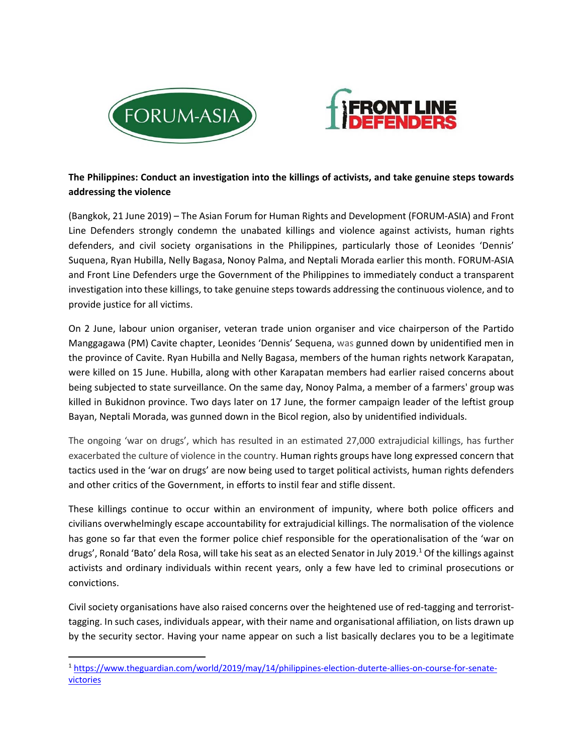FORUM-ASIA

FRONT LINE DEFENDERS

**The Philippines: Conduct an investigation into the killings of activists, and take genuine steps towards addressing the violence**

(Bangkok, 21 June 2019) – The Asian Forum for Human Rights and Development (FORUM-ASIA) and Front Line Defenders strongly condemn the unabated killings and violence against activists, human rights defenders, and civil society organisations in the Philippines, particularly those of Leonides 'Dennis' Suquena, Ryan Hubilla, Nelly Bagasa, Nonoy Palma, and Neptali Morada earlier this month. FORUM-ASIA and Front Line Defenders urge the Government of the Philippines to immediately conduct a transparent investigation into these killings, to take genuine steps towards addressing the continuous violence, and to provide justice for all victims.

On 2 June, labour union organiser, veteran trade union organiser and vice chairperson of the Partido Manggagawa (PM) Cavite chapter, Leonides 'Dennis' Sequena, was gunned down by unidentified men in the province of Cavite. Ryan Hubilla and Nelly Bagasa, members of the human rights network Karapatan, were killed on 15 June. Hubilla, along with other Karapatan members had earlier raised concerns about being subjected to state surveillance. On the same day, Nonoy Palma, a member of a farmers' group was killed in Bukidnon province. Two days later on 17 June, the former campaign leader of the leftist group Bayan, Neptali Morada, was gunned down in the Bicol region, also by unidentified individuals.

The ongoing 'war on drugs', which has resulted in an estimated 27,000 extrajudicial killings, has further exacerbated the culture of violence in the country. Human rights groups have long expressed concern that tactics used in the 'war on drugs' are now being used to target political activists, human rights defenders and other critics of the Government, in efforts to instil fear and stifle dissent.

These killings continue to occur within an environment of impunity, where both police officers and civilians overwhelmingly escape accountability for extrajudicial killings. The normalisation of the violence has gone so far that even the former police chief responsible for the operationalisation of the 'war on drugs', Ronald 'Bato' dela Rosa, will take his seat as an elected Senator in July 2019.[1] Of the killings against activists and ordinary individuals within recent years, only a few have led to criminal prosecutions or convictions.

Civil society organisations have also raised concerns over the heightened use of red-tagging and terrorist-tagging. In such cases, individuals appear, with their name and organisational affiliation, on lists drawn up by the security sector. Having your name appear on such a list basically declares you to be a legitimate

[1] https://www.theguardian.com/world/2019/may/14/philippines-election-duterte-allies-on-course-for-senate-victories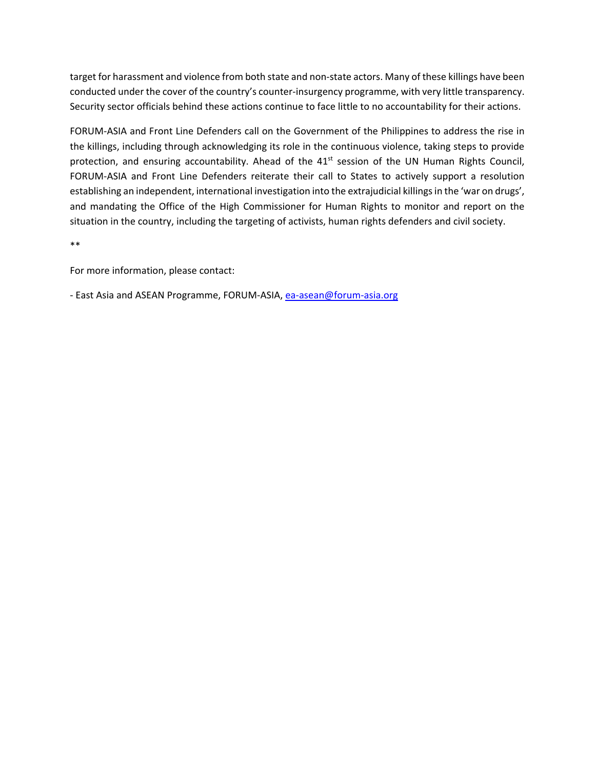target for harassment and violence from both state and non-state actors. Many of these killings have been conducted under the cover of the country's counter-insurgency programme, with very little transparency. Security sector officials behind these actions continue to face little to no accountability for their actions.

FORUM-ASIA and Front Line Defenders call on the Government of the Philippines to address the rise in the killings, including through acknowledging its role in the continuous violence, taking steps to provide protection, and ensuring accountability. Ahead of the 41st session of the UN Human Rights Council, FORUM-ASIA and Front Line Defenders reiterate their call to States to actively support a resolution establishing an independent, international investigation into the extrajudicial killings in the 'war on drugs', and mandating the Office of the High Commissioner for Human Rights to monitor and report on the situation in the country, including the targeting of activists, human rights defenders and civil society.

**

For more information, please contact:

- East Asia and ASEAN Programme, FORUM-ASIA, ea-asean@forum-asia.org